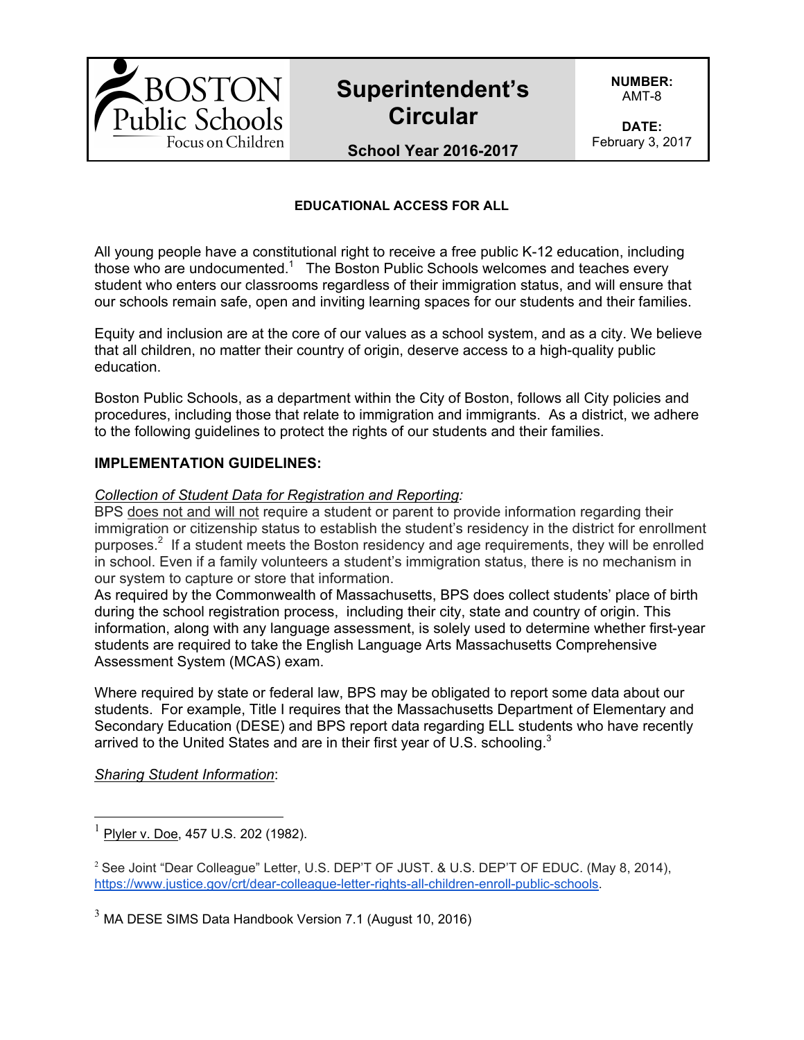| BOSTON Public Schools — Focus on Children | **Superintendent's Circular** **School Year 2016-2017** | **NUMBER:** AMT-8 **DATE:** February 3, 2017 |
|---|---|---|

**EDUCATIONAL ACCESS FOR ALL**

All young people have a constitutional right to receive a free public K-12 education, including those who are undocumented.[1] The Boston Public Schools welcomes and teaches every student who enters our classrooms regardless of their immigration status, and will ensure that our schools remain safe, open and inviting learning spaces for our students and their families.

Equity and inclusion are at the core of our values as a school system, and as a city. We believe that all children, no matter their country of origin, deserve access to a high-quality public education.

Boston Public Schools, as a department within the City of Boston, follows all City policies and procedures, including those that relate to immigration and immigrants. As a district, we adhere to the following guidelines to protect the rights of our students and their families.

**IMPLEMENTATION GUIDELINES:**

*Collection of Student Data for Registration and Reporting:*
BPS does not and will not require a student or parent to provide information regarding their immigration or citizenship status to establish the student's residency in the district for enrollment purposes.[2] If a student meets the Boston residency and age requirements, they will be enrolled in school. Even if a family volunteers a student's immigration status, there is no mechanism in our system to capture or store that information.
As required by the Commonwealth of Massachusetts, BPS does collect students' place of birth during the school registration process, including their city, state and country of origin. This information, along with any language assessment, is solely used to determine whether first-year students are required to take the English Language Arts Massachusetts Comprehensive Assessment System (MCAS) exam.

Where required by state or federal law, BPS may be obligated to report some data about our students. For example, Title I requires that the Massachusetts Department of Elementary and Secondary Education (DESE) and BPS report data regarding ELL students who have recently arrived to the United States and are in their first year of U.S. schooling.[3]

*Sharing Student Information*:

---

[1] Plyler v. Doe, 457 U.S. 202 (1982).

[2] See Joint "Dear Colleague" Letter, U.S. DEP'T OF JUST. & U.S. DEP'T OF EDUC. (May 8, 2014), https://www.justice.gov/crt/dear-colleague-letter-rights-all-children-enroll-public-schools.

[3] MA DESE SIMS Data Handbook Version 7.1 (August 10, 2016)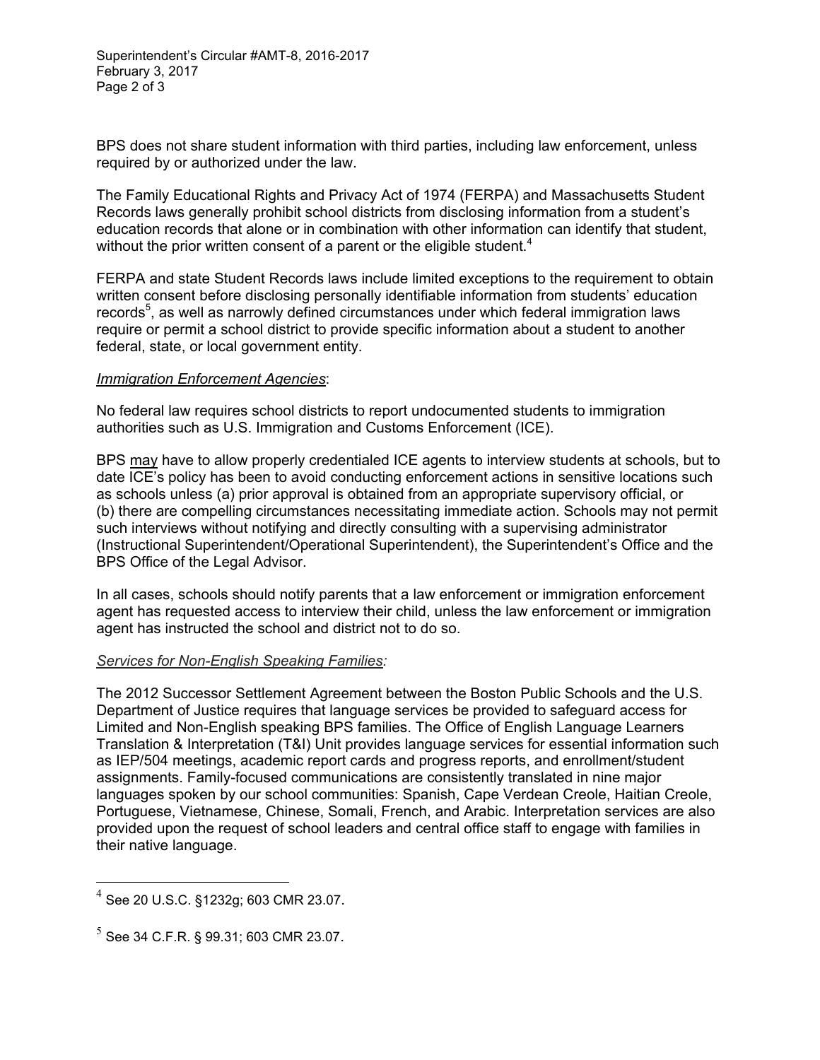BPS does not share student information with third parties, including law enforcement, unless required by or authorized under the law.

The Family Educational Rights and Privacy Act of 1974 (FERPA) and Massachusetts Student Records laws generally prohibit school districts from disclosing information from a student's education records that alone or in combination with other information can identify that student, without the prior written consent of a parent or the eligible student.[4]

FERPA and state Student Records laws include limited exceptions to the requirement to obtain written consent before disclosing personally identifiable information from students' education records[5], as well as narrowly defined circumstances under which federal immigration laws require or permit a school district to provide specific information about a student to another federal, state, or local government entity.

*Immigration Enforcement Agencies*:

No federal law requires school districts to report undocumented students to immigration authorities such as U.S. Immigration and Customs Enforcement (ICE).

BPS may have to allow properly credentialed ICE agents to interview students at schools, but to date ICE's policy has been to avoid conducting enforcement actions in sensitive locations such as schools unless (a) prior approval is obtained from an appropriate supervisory official, or (b) there are compelling circumstances necessitating immediate action. Schools may not permit such interviews without notifying and directly consulting with a supervising administrator (Instructional Superintendent/Operational Superintendent), the Superintendent's Office and the BPS Office of the Legal Advisor.

In all cases, schools should notify parents that a law enforcement or immigration enforcement agent has requested access to interview their child, unless the law enforcement or immigration agent has instructed the school and district not to do so.

*Services for Non-English Speaking Families:*

The 2012 Successor Settlement Agreement between the Boston Public Schools and the U.S. Department of Justice requires that language services be provided to safeguard access for Limited and Non-English speaking BPS families. The Office of English Language Learners Translation & Interpretation (T&I) Unit provides language services for essential information such as IEP/504 meetings, academic report cards and progress reports, and enrollment/student assignments. Family-focused communications are consistently translated in nine major languages spoken by our school communities: Spanish, Cape Verdean Creole, Haitian Creole, Portuguese, Vietnamese, Chinese, Somali, French, and Arabic. Interpretation services are also provided upon the request of school leaders and central office staff to engage with families in their native language.

---

[4] See 20 U.S.C. §1232g; 603 CMR 23.07.

[5] See 34 C.F.R. § 99.31; 603 CMR 23.07.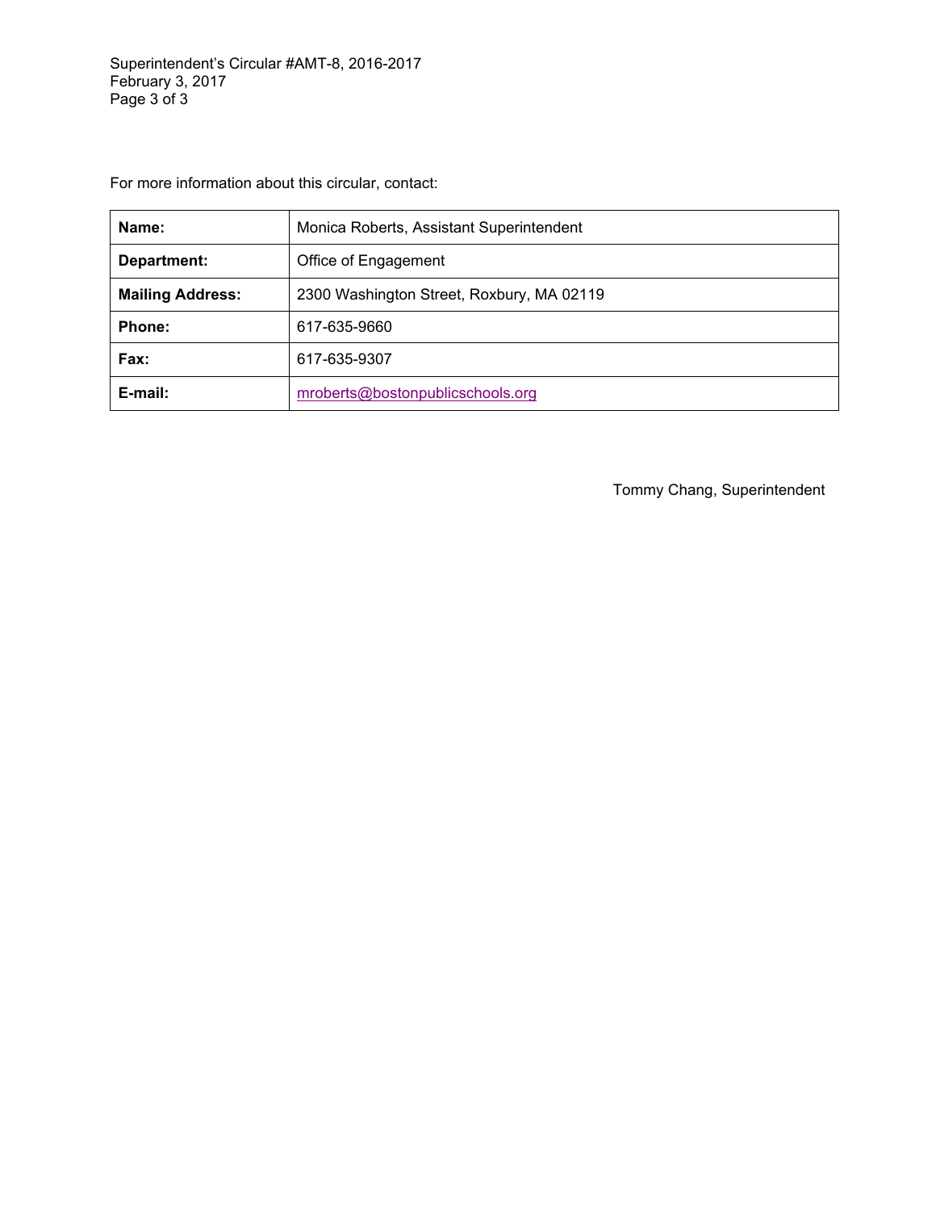For more information about this circular, contact:

| | |
|---|---|
| **Name:** | Monica Roberts, Assistant Superintendent |
| **Department:** | Office of Engagement |
| **Mailing Address:** | 2300 Washington Street, Roxbury, MA 02119 |
| **Phone:** | 617-635-9660 |
| **Fax:** | 617-635-9307 |
| **E-mail:** | mroberts@bostonpublicschools.org |

Tommy Chang, Superintendent